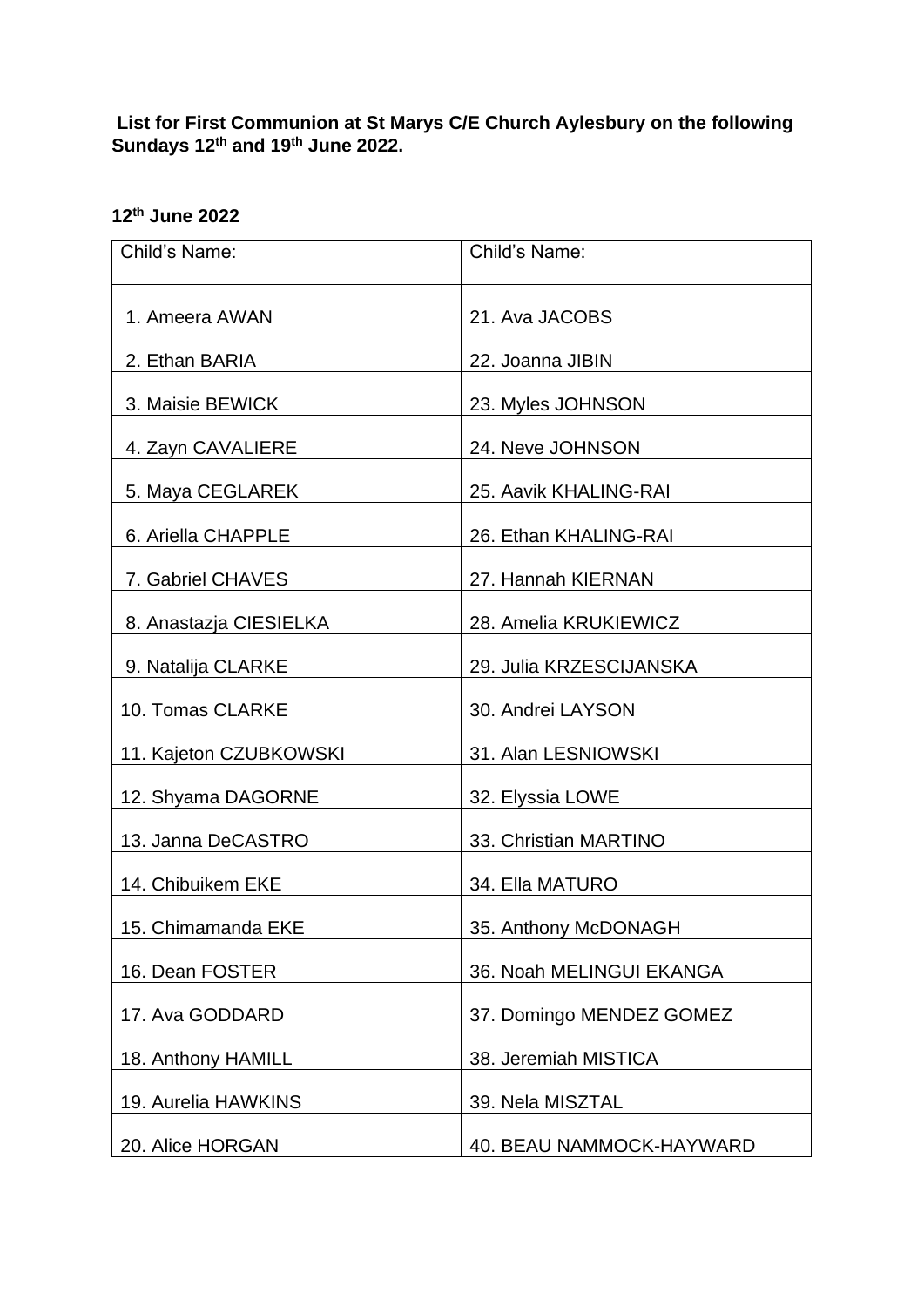**List for First Communion at St Marys C/E Church Aylesbury on the following Sundays 12th and 19th June 2022.**

**12th June 2022**

| Child's Name: | Child's Name: |
|---|---|
| 1. Ameera AWAN | 21. Ava JACOBS |
| 2. Ethan BARIA | 22. Joanna JIBIN |
| 3. Maisie BEWICK | 23. Myles JOHNSON |
| 4. Zayn CAVALIERE | 24. Neve JOHNSON |
| 5. Maya CEGLAREK | 25. Aavik KHALING-RAI |
| 6. Ariella CHAPPLE | 26. Ethan KHALING-RAI |
| 7. Gabriel CHAVES | 27. Hannah KIERNAN |
| 8. Anastazja CIESIELKA | 28. Amelia KRUKIEWICZ |
| 9. Natalija CLARKE | 29. Julia KRZESCIJANSKA |
| 10. Tomas CLARKE | 30. Andrei LAYSON |
| 11. Kajeton CZUBKOWSKI | 31. Alan LESNIOWSKI |
| 12. Shyama DAGORNE | 32. Elyssia LOWE |
| 13. Janna DeCASTRO | 33. Christian MARTINO |
| 14. Chibuikem EKE | 34. Ella MATURO |
| 15. Chimamanda EKE | 35. Anthony McDONAGH |
| 16. Dean FOSTER | 36. Noah MELINGUI EKANGA |
| 17. Ava GODDARD | 37. Domingo MENDEZ GOMEZ |
| 18. Anthony HAMILL | 38. Jeremiah MISTICA |
| 19. Aurelia HAWKINS | 39. Nela MISZTAL |
| 20. Alice HORGAN | 40. BEAU NAMMOCK-HAYWARD |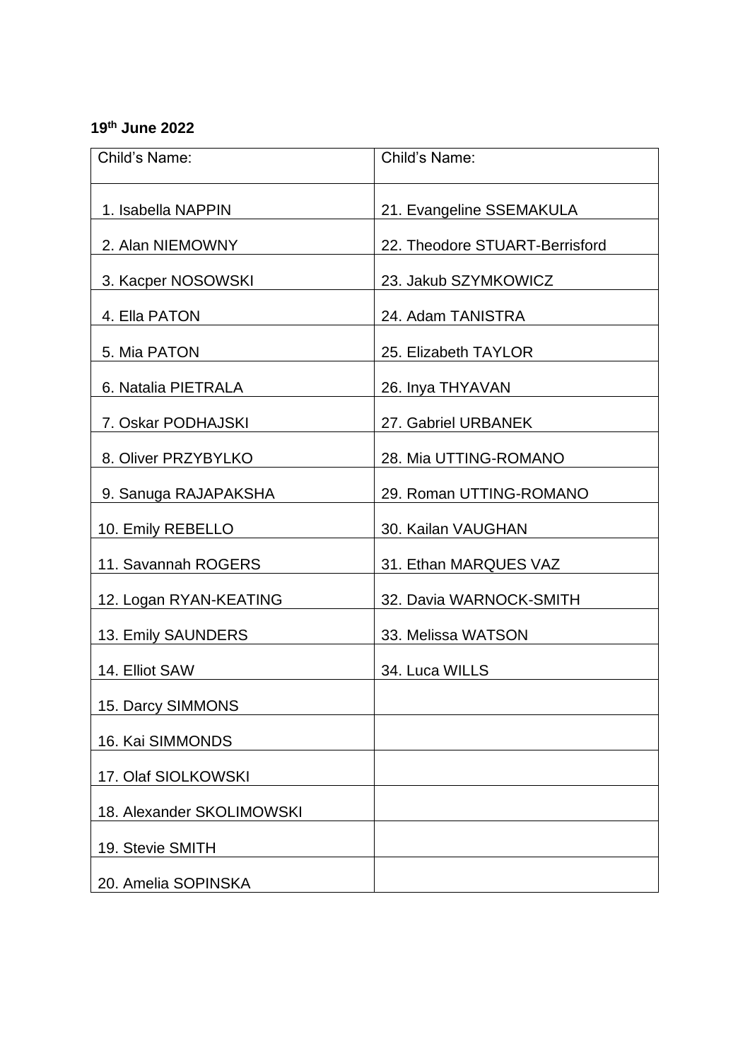**19th June 2022**

| Child's Name: | Child's Name: |
|---|---|
| 1. Isabella NAPPIN | 21. Evangeline SSEMAKULA |
| 2. Alan NIEMOWNY | 22. Theodore STUART-Berrisford |
| 3. Kacper NOSOWSKI | 23. Jakub SZYMKOWICZ |
| 4. Ella PATON | 24. Adam TANISTRA |
| 5. Mia PATON | 25. Elizabeth TAYLOR |
| 6. Natalia PIETRALA | 26. Inya THYAVAN |
| 7. Oskar PODHAJSKI | 27. Gabriel URBANEK |
| 8. Oliver PRZYBYLKO | 28. Mia UTTING-ROMANO |
| 9. Sanuga RAJAPAKSHA | 29. Roman UTTING-ROMANO |
| 10. Emily REBELLO | 30. Kailan VAUGHAN |
| 11. Savannah ROGERS | 31. Ethan MARQUES VAZ |
| 12. Logan RYAN-KEATING | 32. Davia WARNOCK-SMITH |
| 13. Emily SAUNDERS | 33. Melissa WATSON |
| 14. Elliot SAW | 34. Luca WILLS |
| 15. Darcy SIMMONS | |
| 16. Kai SIMMONDS | |
| 17. Olaf SIOLKOWSKI | |
| 18. Alexander SKOLIMOWSKI | |
| 19. Stevie SMITH | |
| 20. Amelia SOPINSKA | |